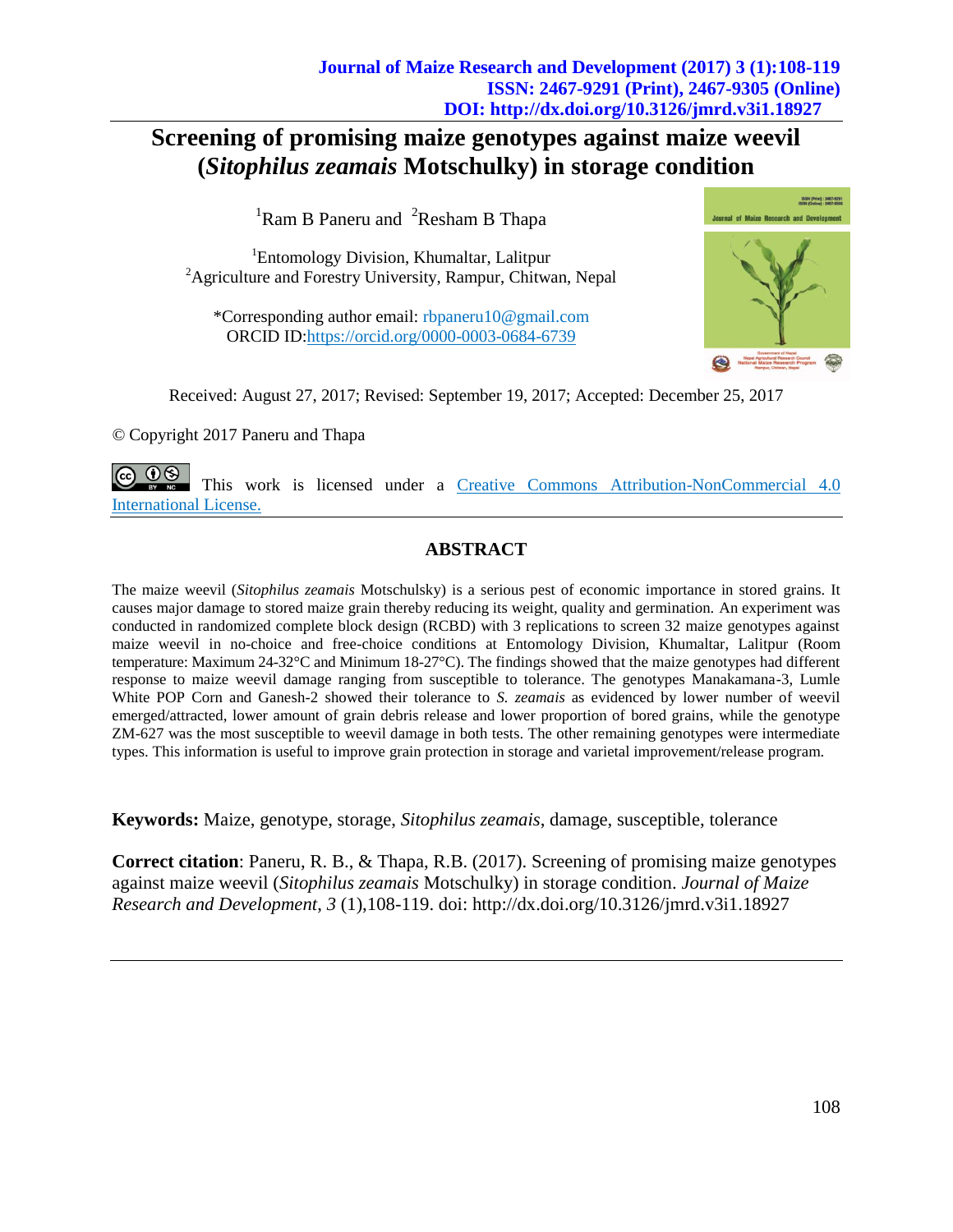# Screening of promising maize genotypes against maize weevil (*Sitophilus zeamais* Motschulky) in storage condition

[1]Ram B Paneru and [2]Resham B Thapa

[1]Entomology Division, Khumaltar, Lalitpur
[2]Agriculture and Forestry University, Rampur, Chitwan, Nepal

*Corresponding author email: rbpaneru10@gmail.com
ORCID ID:https://orcid.org/0000-0003-0684-6739

Received: August 27, 2017; Revised: September 19, 2017; Accepted: December 25, 2017

© Copyright 2017 Paneru and Thapa

This work is licensed under a Creative Commons Attribution-NonCommercial 4.0 International License.

## ABSTRACT

The maize weevil (*Sitophilus zeamais* Motschulsky) is a serious pest of economic importance in stored grains. It causes major damage to stored maize grain thereby reducing its weight, quality and germination. An experiment was conducted in randomized complete block design (RCBD) with 3 replications to screen 32 maize genotypes against maize weevil in no-choice and free-choice conditions at Entomology Division, Khumaltar, Lalitpur (Room temperature: Maximum 24-32°C and Minimum 18-27°C). The findings showed that the maize genotypes had different response to maize weevil damage ranging from susceptible to tolerance. The genotypes Manakamana-3, Lumle White POP Corn and Ganesh-2 showed their tolerance to *S. zeamais* as evidenced by lower number of weevil emerged/attracted, lower amount of grain debris release and lower proportion of bored grains, while the genotype ZM-627 was the most susceptible to weevil damage in both tests. The other remaining genotypes were intermediate types. This information is useful to improve grain protection in storage and varietal improvement/release program.

**Keywords:** Maize, genotype, storage, *Sitophilus zeamais*, damage, susceptible, tolerance

**Correct citation**: Paneru, R. B., & Thapa, R.B. (2017). Screening of promising maize genotypes against maize weevil (*Sitophilus zeamais* Motschulky) in storage condition. *Journal of Maize Research and Development*, *3* (1),108-119. doi: http://dx.doi.org/10.3126/jmrd.v3i1.18927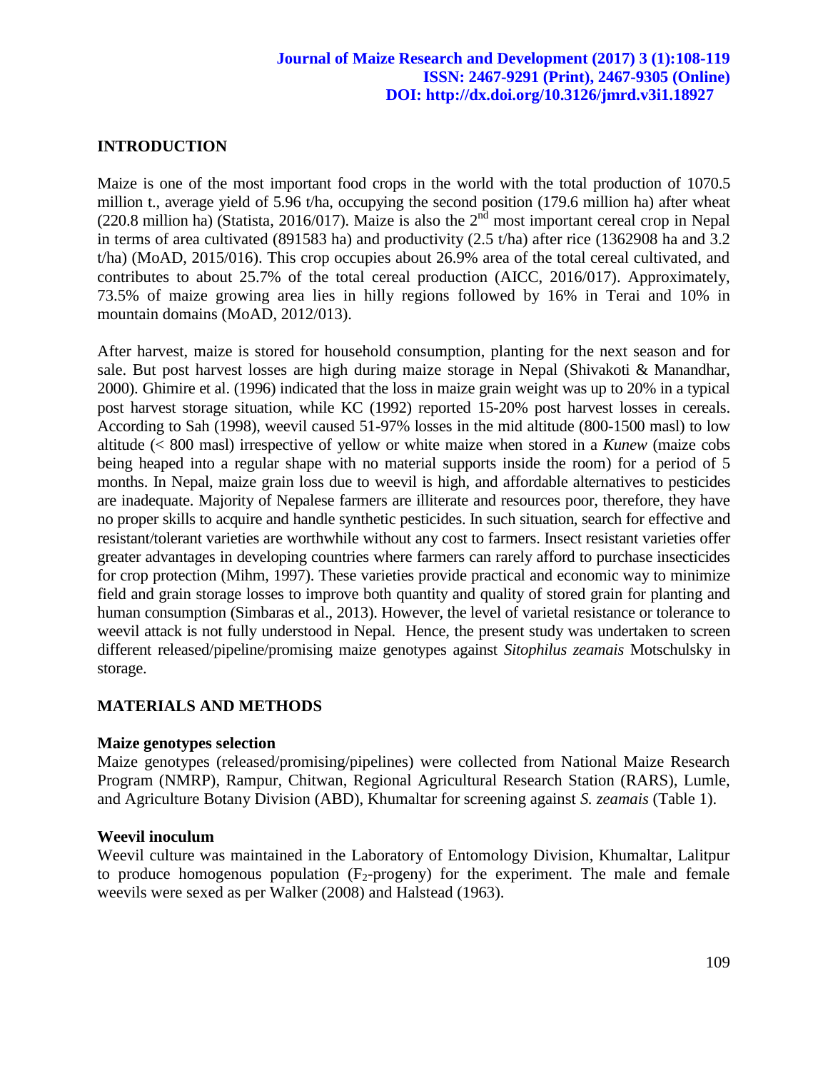## INTRODUCTION

Maize is one of the most important food crops in the world with the total production of 1070.5 million t., average yield of 5.96 t/ha, occupying the second position (179.6 million ha) after wheat (220.8 million ha) (Statista, 2016/017). Maize is also the 2nd most important cereal crop in Nepal in terms of area cultivated (891583 ha) and productivity (2.5 t/ha) after rice (1362908 ha and 3.2 t/ha) (MoAD, 2015/016). This crop occupies about 26.9% area of the total cereal cultivated, and contributes to about 25.7% of the total cereal production (AICC, 2016/017). Approximately, 73.5% of maize growing area lies in hilly regions followed by 16% in Terai and 10% in mountain domains (MoAD, 2012/013).

After harvest, maize is stored for household consumption, planting for the next season and for sale. But post harvest losses are high during maize storage in Nepal (Shivakoti & Manandhar, 2000). Ghimire et al. (1996) indicated that the loss in maize grain weight was up to 20% in a typical post harvest storage situation, while KC (1992) reported 15-20% post harvest losses in cereals. According to Sah (1998), weevil caused 51-97% losses in the mid altitude (800-1500 masl) to low altitude (< 800 masl) irrespective of yellow or white maize when stored in a *Kunew* (maize cobs being heaped into a regular shape with no material supports inside the room) for a period of 5 months. In Nepal, maize grain loss due to weevil is high, and affordable alternatives to pesticides are inadequate. Majority of Nepalese farmers are illiterate and resources poor, therefore, they have no proper skills to acquire and handle synthetic pesticides. In such situation, search for effective and resistant/tolerant varieties are worthwhile without any cost to farmers. Insect resistant varieties offer greater advantages in developing countries where farmers can rarely afford to purchase insecticides for crop protection (Mihm, 1997). These varieties provide practical and economic way to minimize field and grain storage losses to improve both quantity and quality of stored grain for planting and human consumption (Simbaras et al., 2013). However, the level of varietal resistance or tolerance to weevil attack is not fully understood in Nepal. Hence, the present study was undertaken to screen different released/pipeline/promising maize genotypes against *Sitophilus zeamais* Motschulsky in storage.

## MATERIALS AND METHODS

### Maize genotypes selection

Maize genotypes (released/promising/pipelines) were collected from National Maize Research Program (NMRP), Rampur, Chitwan, Regional Agricultural Research Station (RARS), Lumle, and Agriculture Botany Division (ABD), Khumaltar for screening against *S. zeamais* (Table 1).

### Weevil inoculum

Weevil culture was maintained in the Laboratory of Entomology Division, Khumaltar, Lalitpur to produce homogenous population ($F_2$-progeny) for the experiment. The male and female weevils were sexed as per Walker (2008) and Halstead (1963).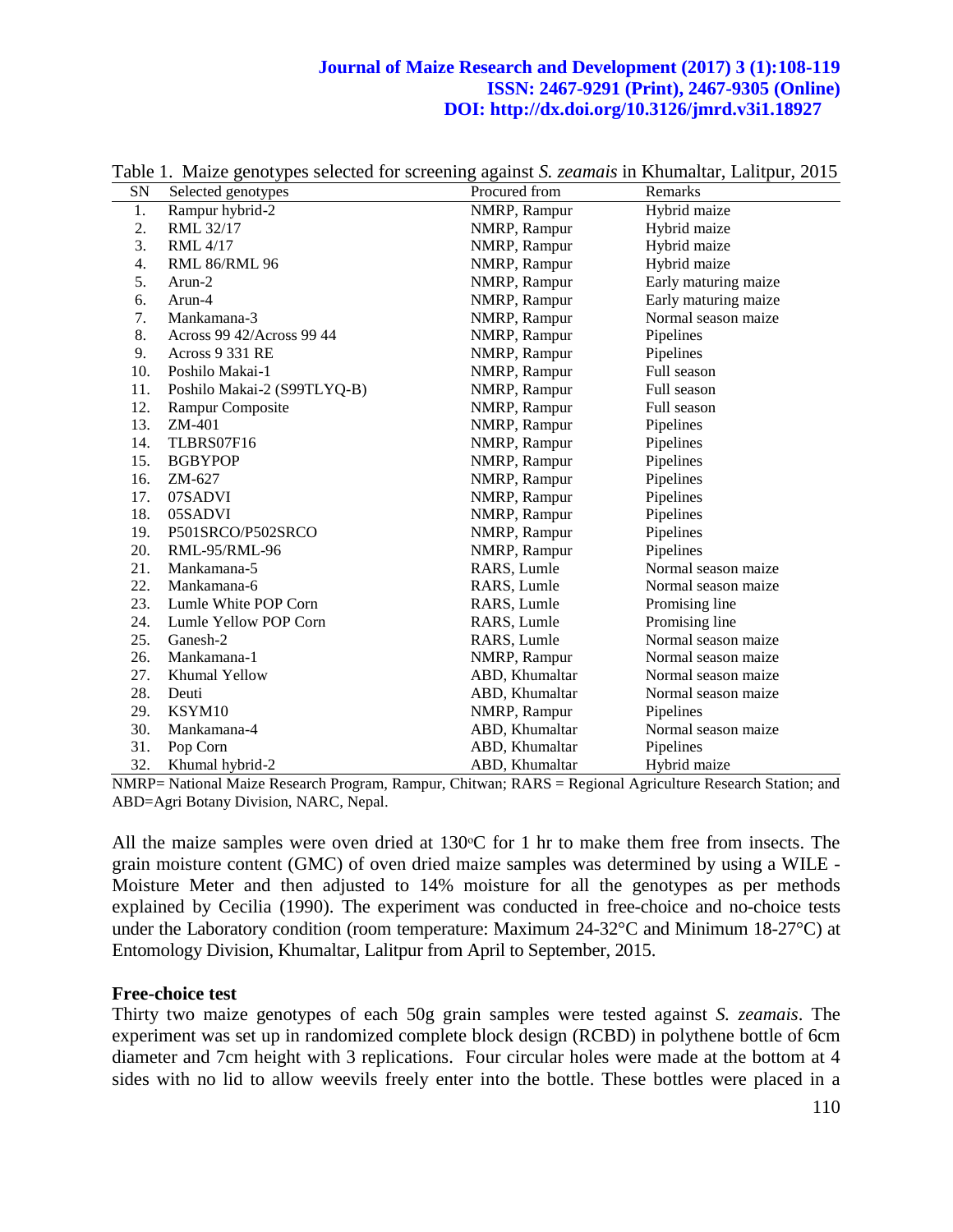Table 1. Maize genotypes selected for screening against *S. zeamais* in Khumaltar, Lalitpur, 2015

| SN | Selected genotypes | Procured from | Remarks |
|---|---|---|---|
| 1. | Rampur hybrid-2 | NMRP, Rampur | Hybrid maize |
| 2. | RML 32/17 | NMRP, Rampur | Hybrid maize |
| 3. | RML 4/17 | NMRP, Rampur | Hybrid maize |
| 4. | RML 86/RML 96 | NMRP, Rampur | Hybrid maize |
| 5. | Arun-2 | NMRP, Rampur | Early maturing maize |
| 6. | Arun-4 | NMRP, Rampur | Early maturing maize |
| 7. | Mankamana-3 | NMRP, Rampur | Normal season maize |
| 8. | Across 99 42/Across 99 44 | NMRP, Rampur | Pipelines |
| 9. | Across 9 331 RE | NMRP, Rampur | Pipelines |
| 10. | Poshilo Makai-1 | NMRP, Rampur | Full season |
| 11. | Poshilo Makai-2 (S99TLYQ-B) | NMRP, Rampur | Full season |
| 12. | Rampur Composite | NMRP, Rampur | Full season |
| 13. | ZM-401 | NMRP, Rampur | Pipelines |
| 14. | TLBRS07F16 | NMRP, Rampur | Pipelines |
| 15. | BGBYPOP | NMRP, Rampur | Pipelines |
| 16. | ZM-627 | NMRP, Rampur | Pipelines |
| 17. | 07SADVI | NMRP, Rampur | Pipelines |
| 18. | 05SADVI | NMRP, Rampur | Pipelines |
| 19. | P501SRCO/P502SRCO | NMRP, Rampur | Pipelines |
| 20. | RML-95/RML-96 | NMRP, Rampur | Pipelines |
| 21. | Mankamana-5 | RARS, Lumle | Normal season maize |
| 22. | Mankamana-6 | RARS, Lumle | Normal season maize |
| 23. | Lumle White POP Corn | RARS, Lumle | Promising line |
| 24. | Lumle Yellow POP Corn | RARS, Lumle | Promising line |
| 25. | Ganesh-2 | RARS, Lumle | Normal season maize |
| 26. | Mankamana-1 | NMRP, Rampur | Normal season maize |
| 27. | Khumal Yellow | ABD, Khumaltar | Normal season maize |
| 28. | Deuti | ABD, Khumaltar | Normal season maize |
| 29. | KSYM10 | NMRP, Rampur | Pipelines |
| 30. | Mankamana-4 | ABD, Khumaltar | Normal season maize |
| 31. | Pop Corn | ABD, Khumaltar | Pipelines |
| 32. | Khumal hybrid-2 | ABD, Khumaltar | Hybrid maize |

NMRP= National Maize Research Program, Rampur, Chitwan; RARS = Regional Agriculture Research Station; and ABD=Agri Botany Division, NARC, Nepal.

All the maize samples were oven dried at 130°C for 1 hr to make them free from insects. The grain moisture content (GMC) of oven dried maize samples was determined by using a WILE - Moisture Meter and then adjusted to 14% moisture for all the genotypes as per methods explained by Cecilia (1990). The experiment was conducted in free-choice and no-choice tests under the Laboratory condition (room temperature: Maximum 24-32°C and Minimum 18-27°C) at Entomology Division, Khumaltar, Lalitpur from April to September, 2015.

**Free-choice test**

Thirty two maize genotypes of each 50g grain samples were tested against *S. zeamais*. The experiment was set up in randomized complete block design (RCBD) in polythene bottle of 6cm diameter and 7cm height with 3 replications. Four circular holes were made at the bottom at 4 sides with no lid to allow weevils freely enter into the bottle. These bottles were placed in a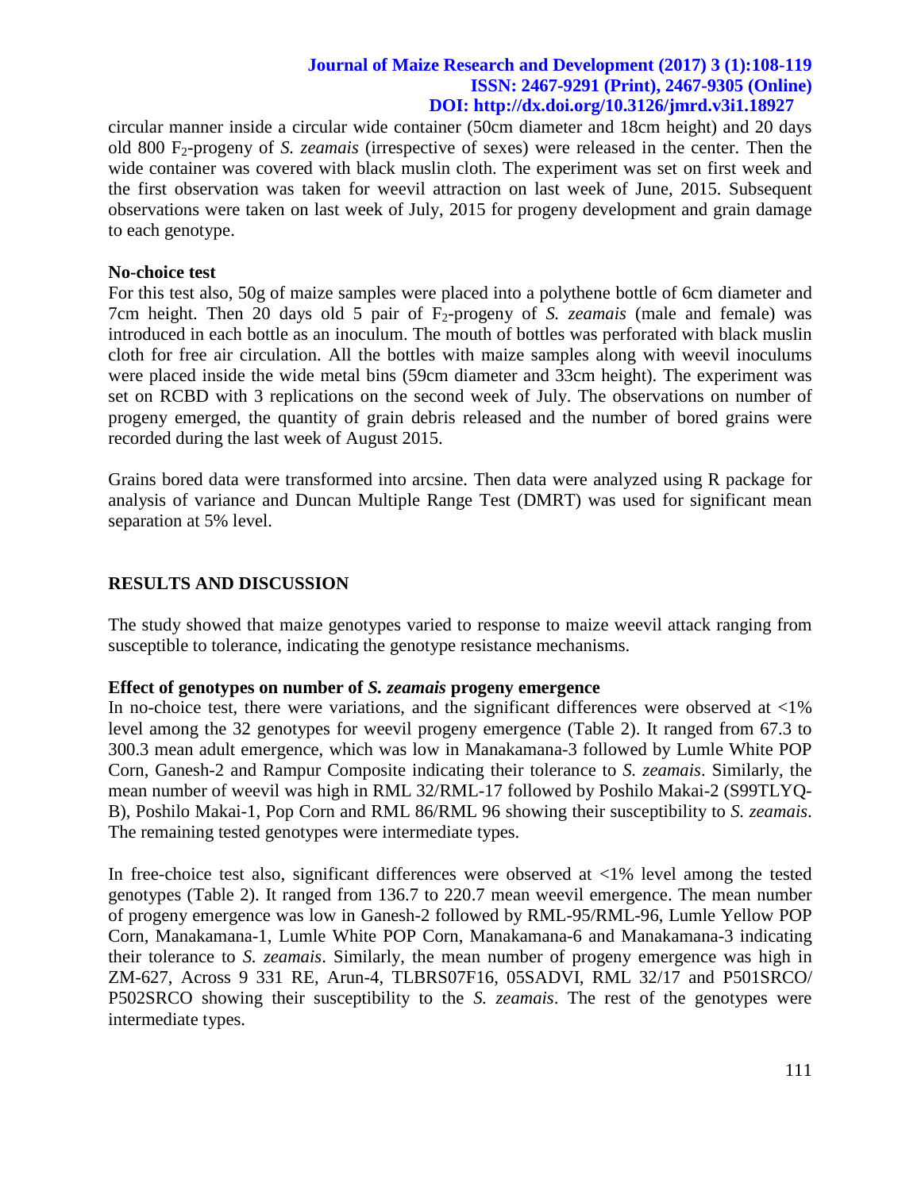circular manner inside a circular wide container (50cm diameter and 18cm height) and 20 days old 800 $F_2$-progeny of *S. zeamais* (irrespective of sexes) were released in the center. Then the wide container was covered with black muslin cloth. The experiment was set on first week and the first observation was taken for weevil attraction on last week of June, 2015. Subsequent observations were taken on last week of July, 2015 for progeny development and grain damage to each genotype.

**No-choice test**

For this test also, 50g of maize samples were placed into a polythene bottle of 6cm diameter and 7cm height. Then 20 days old 5 pair of $F_2$-progeny of *S. zeamais* (male and female) was introduced in each bottle as an inoculum. The mouth of bottles was perforated with black muslin cloth for free air circulation. All the bottles with maize samples along with weevil inoculums were placed inside the wide metal bins (59cm diameter and 33cm height). The experiment was set on RCBD with 3 replications on the second week of July. The observations on number of progeny emerged, the quantity of grain debris released and the number of bored grains were recorded during the last week of August 2015.

Grains bored data were transformed into arcsine. Then data were analyzed using R package for analysis of variance and Duncan Multiple Range Test (DMRT) was used for significant mean separation at 5% level.

## RESULTS AND DISCUSSION

The study showed that maize genotypes varied to response to maize weevil attack ranging from susceptible to tolerance, indicating the genotype resistance mechanisms.

**Effect of genotypes on number of *S. zeamais* progeny emergence**

In no-choice test, there were variations, and the significant differences were observed at <1% level among the 32 genotypes for weevil progeny emergence (Table 2). It ranged from 67.3 to 300.3 mean adult emergence, which was low in Manakamana-3 followed by Lumle White POP Corn, Ganesh-2 and Rampur Composite indicating their tolerance to *S. zeamais*. Similarly, the mean number of weevil was high in RML 32/RML-17 followed by Poshilo Makai-2 (S99TLYQ-B), Poshilo Makai-1, Pop Corn and RML 86/RML 96 showing their susceptibility to *S. zeamais*. The remaining tested genotypes were intermediate types.

In free-choice test also, significant differences were observed at <1% level among the tested genotypes (Table 2). It ranged from 136.7 to 220.7 mean weevil emergence. The mean number of progeny emergence was low in Ganesh-2 followed by RML-95/RML-96, Lumle Yellow POP Corn, Manakamana-1, Lumle White POP Corn, Manakamana-6 and Manakamana-3 indicating their tolerance to *S. zeamais*. Similarly, the mean number of progeny emergence was high in ZM-627, Across 9 331 RE, Arun-4, TLBRS07F16, 05SADVI, RML 32/17 and P501SRCO/ P502SRCO showing their susceptibility to the *S. zeamais*. The rest of the genotypes were intermediate types.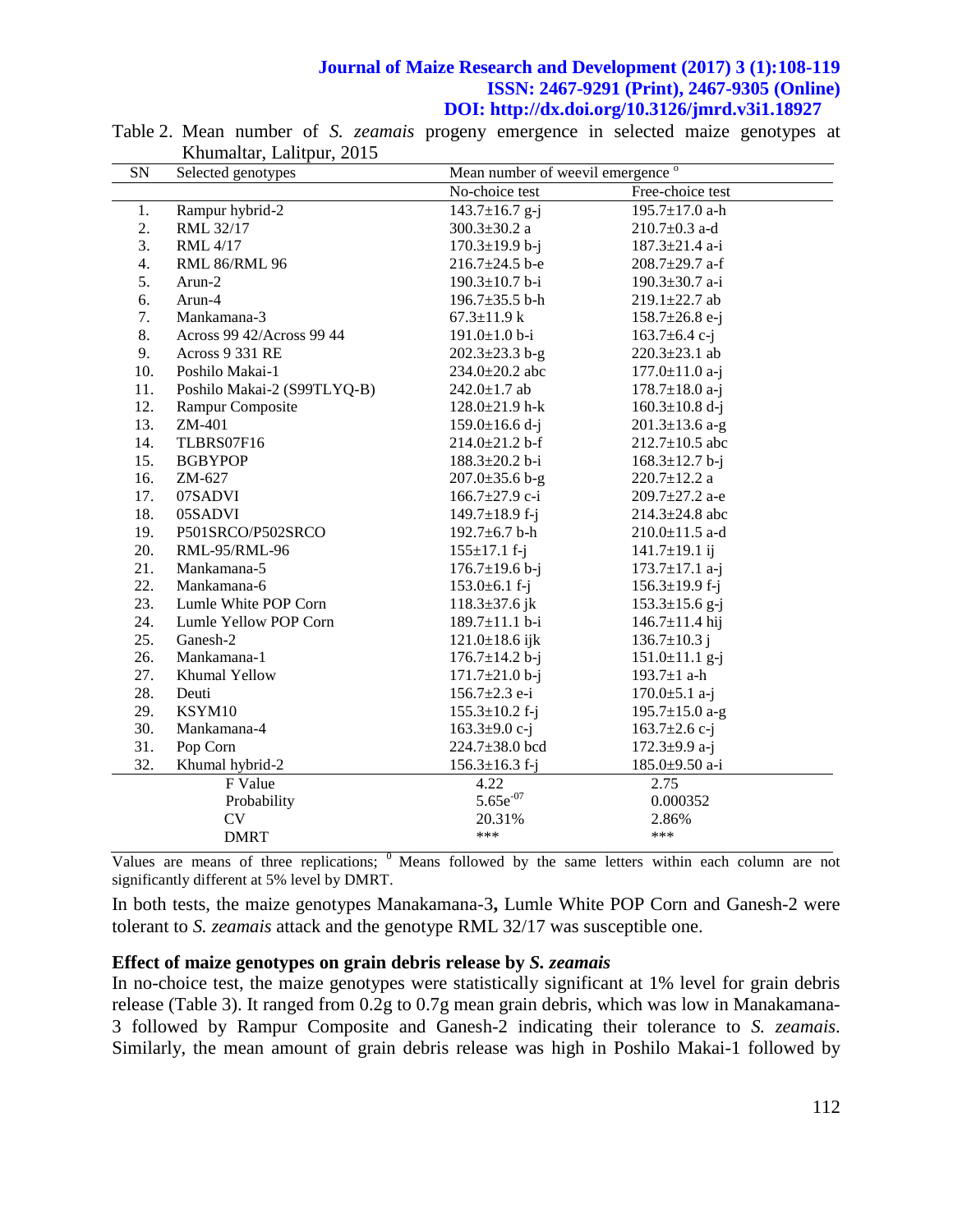Table 2. Mean number of *S. zeamais* progeny emergence in selected maize genotypes at Khumaltar, Lalitpur, 2015

| SN | Selected genotypes | Mean number of weevil emergence [o] | |
|---|---|---|---|
| | | No-choice test | Free-choice test |
| 1. | Rampur hybrid-2 | 143.7±16.7 g-j | 195.7±17.0 a-h |
| 2. | RML 32/17 | 300.3±30.2 a | 210.7±0.3 a-d |
| 3. | RML 4/17 | 170.3±19.9 b-j | 187.3±21.4 a-i |
| 4. | RML 86/RML 96 | 216.7±24.5 b-e | 208.7±29.7 a-f |
| 5. | Arun-2 | 190.3±10.7 b-i | 190.3±30.7 a-i |
| 6. | Arun-4 | 196.7±35.5 b-h | 219.1±22.7 ab |
| 7. | Mankamana-3 | 67.3±11.9 k | 158.7±26.8 e-j |
| 8. | Across 99 42/Across 99 44 | 191.0±1.0 b-i | 163.7±6.4 c-j |
| 9. | Across 9 331 RE | 202.3±23.3 b-g | 220.3±23.1 ab |
| 10. | Poshilo Makai-1 | 234.0±20.2 abc | 177.0±11.0 a-j |
| 11. | Poshilo Makai-2 (S99TLYQ-B) | 242.0±1.7 ab | 178.7±18.0 a-j |
| 12. | Rampur Composite | 128.0±21.9 h-k | 160.3±10.8 d-j |
| 13. | ZM-401 | 159.0±16.6 d-j | 201.3±13.6 a-g |
| 14. | TLBRS07F16 | 214.0±21.2 b-f | 212.7±10.5 abc |
| 15. | BGBYPOP | 188.3±20.2 b-i | 168.3±12.7 b-j |
| 16. | ZM-627 | 207.0±35.6 b-g | 220.7±12.2 a |
| 17. | 07SADVI | 166.7±27.9 c-i | 209.7±27.2 a-e |
| 18. | 05SADVI | 149.7±18.9 f-j | 214.3±24.8 abc |
| 19. | P501SRCO/P502SRCO | 192.7±6.7 b-h | 210.0±11.5 a-d |
| 20. | RML-95/RML-96 | 155±17.1 f-j | 141.7±19.1 ij |
| 21. | Mankamana-5 | 176.7±19.6 b-j | 173.7±17.1 a-j |
| 22. | Mankamana-6 | 153.0±6.1 f-j | 156.3±19.9 f-j |
| 23. | Lumle White POP Corn | 118.3±37.6 jk | 153.3±15.6 g-j |
| 24. | Lumle Yellow POP Corn | 189.7±11.1 b-i | 146.7±11.4 hij |
| 25. | Ganesh-2 | 121.0±18.6 ijk | 136.7±10.3 j |
| 26. | Mankamana-1 | 176.7±14.2 b-j | 151.0±11.1 g-j |
| 27. | Khumal Yellow | 171.7±21.0 b-j | 193.7±1 a-h |
| 28. | Deuti | 156.7±2.3 e-i | 170.0±5.1 a-j |
| 29. | KSYM10 | 155.3±10.2 f-j | 195.7±15.0 a-g |
| 30. | Mankamana-4 | 163.3±9.0 c-j | 163.7±2.6 c-j |
| 31. | Pop Corn | 224.7±38.0 bcd | 172.3±9.9 a-j |
| 32. | Khumal hybrid-2 | 156.3±16.3 f-j | 185.0±9.50 a-i |
| | F Value | 4.22 | 2.75 |
| | Probability | $5.65e^{-07}$ | 0.000352 |
| | CV | 20.31% | 2.86% |
| | DMRT | *** | *** |

Values are means of three replications; [0] Means followed by the same letters within each column are not significantly different at 5% level by DMRT.

In both tests, the maize genotypes Manakamana-3**,** Lumle White POP Corn and Ganesh-2 were tolerant to *S. zeamais* attack and the genotype RML 32/17 was susceptible one.

**Effect of maize genotypes on grain debris release by *S. zeamais***

In no-choice test, the maize genotypes were statistically significant at 1% level for grain debris release (Table 3). It ranged from 0.2g to 0.7g mean grain debris, which was low in Manakamana-3 followed by Rampur Composite and Ganesh-2 indicating their tolerance to *S. zeamais*. Similarly, the mean amount of grain debris release was high in Poshilo Makai-1 followed by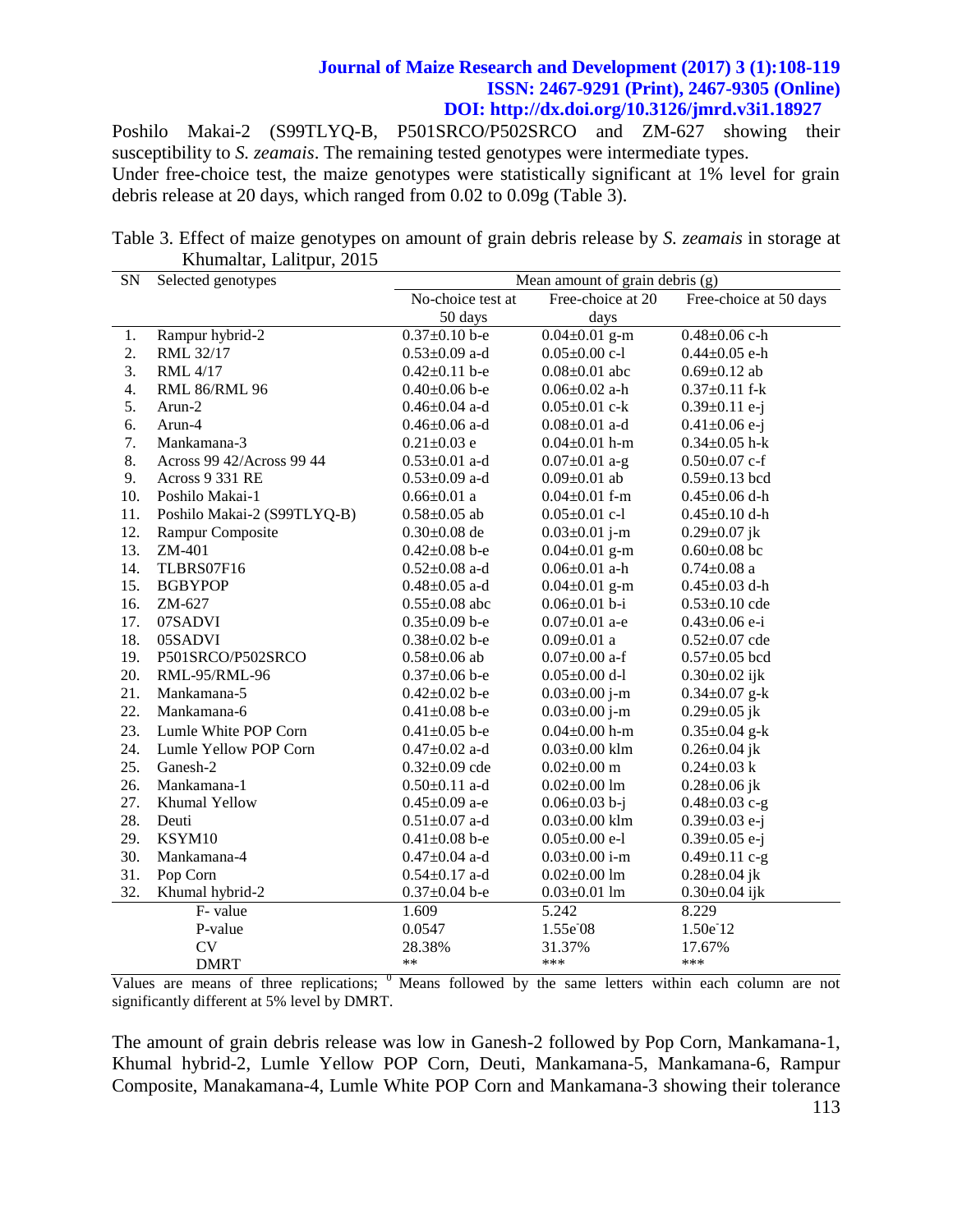Poshilo Makai-2 (S99TLYQ-B, P501SRCO/P502SRCO and ZM-627 showing their susceptibility to *S. zeamais*. The remaining tested genotypes were intermediate types.

Under free-choice test, the maize genotypes were statistically significant at 1% level for grain debris release at 20 days, which ranged from 0.02 to 0.09g (Table 3).

Table 3. Effect of maize genotypes on amount of grain debris release by *S. zeamais* in storage at Khumaltar, Lalitpur, 2015

| SN | Selected genotypes | Mean amount of grain debris (g) | | |
|---|---|---|---|---|
| | | No-choice test at 50 days | Free-choice at 20 days | Free-choice at 50 days |
| 1. | Rampur hybrid-2 | 0.37±0.10 b-e | 0.04±0.01 g-m | 0.48±0.06 c-h |
| 2. | RML 32/17 | 0.53±0.09 a-d | 0.05±0.00 c-l | 0.44±0.05 e-h |
| 3. | RML 4/17 | 0.42±0.11 b-e | 0.08±0.01 abc | 0.69±0.12 ab |
| 4. | RML 86/RML 96 | 0.40±0.06 b-e | 0.06±0.02 a-h | 0.37±0.11 f-k |
| 5. | Arun-2 | 0.46±0.04 a-d | 0.05±0.01 c-k | 0.39±0.11 e-j |
| 6. | Arun-4 | 0.46±0.06 a-d | 0.08±0.01 a-d | 0.41±0.06 e-j |
| 7. | Mankamana-3 | 0.21±0.03 e | 0.04±0.01 h-m | 0.34±0.05 h-k |
| 8. | Across 99 42/Across 99 44 | 0.53±0.01 a-d | 0.07±0.01 a-g | 0.50±0.07 c-f |
| 9. | Across 9 331 RE | 0.53±0.09 a-d | 0.09±0.01 ab | 0.59±0.13 bcd |
| 10. | Poshilo Makai-1 | 0.66±0.01 a | 0.04±0.01 f-m | 0.45±0.06 d-h |
| 11. | Poshilo Makai-2 (S99TLYQ-B) | 0.58±0.05 ab | 0.05±0.01 c-l | 0.45±0.10 d-h |
| 12. | Rampur Composite | 0.30±0.08 de | 0.03±0.01 j-m | 0.29±0.07 jk |
| 13. | ZM-401 | 0.42±0.08 b-e | 0.04±0.01 g-m | 0.60±0.08 bc |
| 14. | TLBRS07F16 | 0.52±0.08 a-d | 0.06±0.01 a-h | 0.74±0.08 a |
| 15. | BGBYPOP | 0.48±0.05 a-d | 0.04±0.01 g-m | 0.45±0.03 d-h |
| 16. | ZM-627 | 0.55±0.08 abc | 0.06±0.01 b-i | 0.53±0.10 cde |
| 17. | 07SADVI | 0.35±0.09 b-e | 0.07±0.01 a-e | 0.43±0.06 e-i |
| 18. | 05SADVI | 0.38±0.02 b-e | 0.09±0.01 a | 0.52±0.07 cde |
| 19. | P501SRCO/P502SRCO | 0.58±0.06 ab | 0.07±0.00 a-f | 0.57±0.05 bcd |
| 20. | RML-95/RML-96 | 0.37±0.06 b-e | 0.05±0.00 d-l | 0.30±0.02 ijk |
| 21. | Mankamana-5 | 0.42±0.02 b-e | 0.03±0.00 j-m | 0.34±0.07 g-k |
| 22. | Mankamana-6 | 0.41±0.08 b-e | 0.03±0.00 j-m | 0.29±0.05 jk |
| 23. | Lumle White POP Corn | 0.41±0.05 b-e | 0.04±0.00 h-m | 0.35±0.04 g-k |
| 24. | Lumle Yellow POP Corn | 0.47±0.02 a-d | 0.03±0.00 klm | 0.26±0.04 jk |
| 25. | Ganesh-2 | 0.32±0.09 cde | 0.02±0.00 m | 0.24±0.03 k |
| 26. | Mankamana-1 | 0.50±0.11 a-d | 0.02±0.00 lm | 0.28±0.06 jk |
| 27. | Khumal Yellow | 0.45±0.09 a-e | 0.06±0.03 b-j | 0.48±0.03 c-g |
| 28. | Deuti | 0.51±0.07 a-d | 0.03±0.00 klm | 0.39±0.03 e-j |
| 29. | KSYM10 | 0.41±0.08 b-e | 0.05±0.00 e-l | 0.39±0.05 e-j |
| 30. | Mankamana-4 | 0.47±0.04 a-d | 0.03±0.00 i-m | 0.49±0.11 c-g |
| 31. | Pop Corn | 0.54±0.17 a-d | 0.02±0.00 lm | 0.28±0.04 jk |
| 32. | Khumal hybrid-2 | 0.37±0.04 b-e | 0.03±0.01 lm | 0.30±0.04 ijk |
| | F- value | 1.609 | 5.242 | 8.229 |
| | P-value | 0.0547 | 1.55e-08 | 1.50e-12 |
| | CV | 28.38% | 31.37% | 17.67% |
| | DMRT | ** | *** | *** |

Values are means of three replications; [0] Means followed by the same letters within each column are not significantly different at 5% level by DMRT.

The amount of grain debris release was low in Ganesh-2 followed by Pop Corn, Mankamana-1, Khumal hybrid-2, Lumle Yellow POP Corn, Deuti, Mankamana-5, Mankamana-6, Rampur Composite, Manakamana-4, Lumle White POP Corn and Mankamana-3 showing their tolerance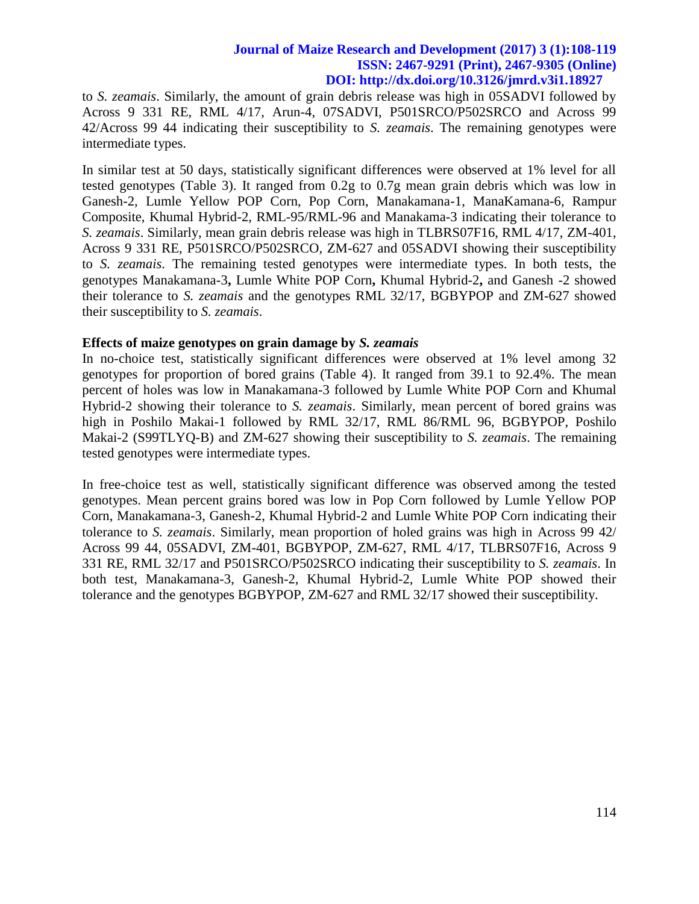to *S. zeamais*. Similarly, the amount of grain debris release was high in 05SADVI followed by Across 9 331 RE, RML 4/17, Arun-4, 07SADVI, P501SRCO/P502SRCO and Across 99 42/Across 99 44 indicating their susceptibility to *S. zeamais*. The remaining genotypes were intermediate types.

In similar test at 50 days, statistically significant differences were observed at 1% level for all tested genotypes (Table 3). It ranged from 0.2g to 0.7g mean grain debris which was low in Ganesh-2, Lumle Yellow POP Corn, Pop Corn, Manakamana-1, ManaKamana-6, Rampur Composite, Khumal Hybrid-2, RML-95/RML-96 and Manakama-3 indicating their tolerance to *S. zeamais*. Similarly, mean grain debris release was high in TLBRS07F16, RML 4/17, ZM-401, Across 9 331 RE, P501SRCO/P502SRCO, ZM-627 and 05SADVI showing their susceptibility to *S. zeamais*. The remaining tested genotypes were intermediate types. In both tests, the genotypes Manakamana-3**,** Lumle White POP Corn**,** Khumal Hybrid-2**,** and Ganesh -2 showed their tolerance to *S. zeamais* and the genotypes RML 32/17, BGBYPOP and ZM-627 showed their susceptibility to *S. zeamais*.

**Effects of maize genotypes on grain damage by *S. zeamais***

In no-choice test, statistically significant differences were observed at 1% level among 32 genotypes for proportion of bored grains (Table 4). It ranged from 39.1 to 92.4%. The mean percent of holes was low in Manakamana-3 followed by Lumle White POP Corn and Khumal Hybrid-2 showing their tolerance to *S. zeamais*. Similarly, mean percent of bored grains was high in Poshilo Makai-1 followed by RML 32/17, RML 86/RML 96, BGBYPOP, Poshilo Makai-2 (S99TLYQ-B) and ZM-627 showing their susceptibility to *S. zeamais*. The remaining tested genotypes were intermediate types.

In free-choice test as well, statistically significant difference was observed among the tested genotypes. Mean percent grains bored was low in Pop Corn followed by Lumle Yellow POP Corn, Manakamana-3, Ganesh-2, Khumal Hybrid-2 and Lumle White POP Corn indicating their tolerance to *S. zeamais*. Similarly, mean proportion of holed grains was high in Across 99 42/ Across 99 44, 05SADVI, ZM-401, BGBYPOP, ZM-627, RML 4/17, TLBRS07F16, Across 9 331 RE, RML 32/17 and P501SRCO/P502SRCO indicating their susceptibility to *S. zeamais*. In both test, Manakamana-3, Ganesh-2, Khumal Hybrid-2, Lumle White POP showed their tolerance and the genotypes BGBYPOP, ZM-627 and RML 32/17 showed their susceptibility.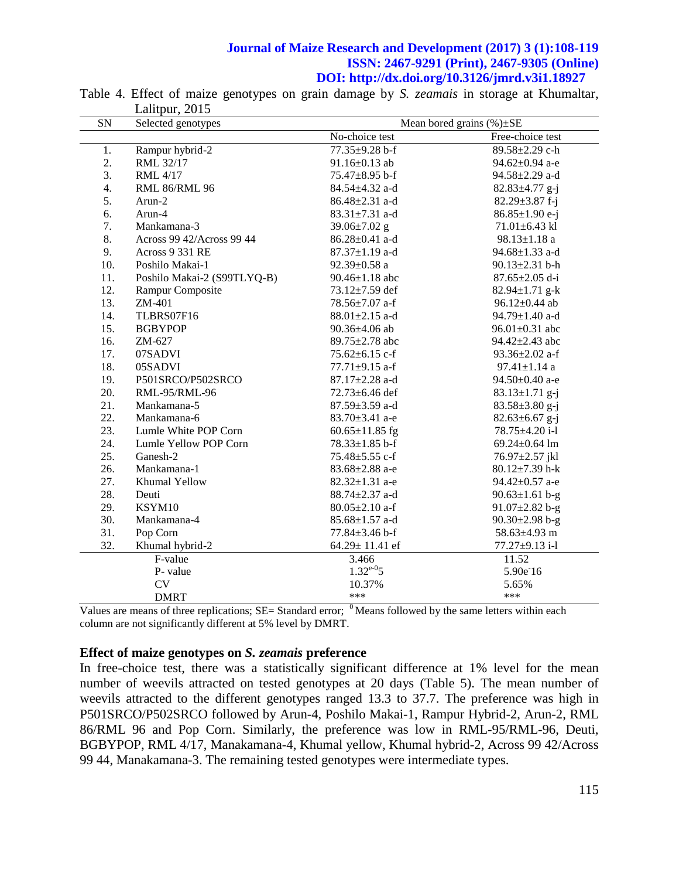Table 4. Effect of maize genotypes on grain damage by *S. zeamais* in storage at Khumaltar, Lalitpur, 2015

| SN | Selected genotypes | Mean bored grains (%)±SE | |
|---|---|---|---|
| | | No-choice test | Free-choice test |
| 1. | Rampur hybrid-2 | 77.35±9.28 b-f | 89.58±2.29 c-h |
| 2. | RML 32/17 | 91.16±0.13 ab | 94.62±0.94 a-e |
| 3. | RML 4/17 | 75.47±8.95 b-f | 94.58±2.29 a-d |
| 4. | RML 86/RML 96 | 84.54±4.32 a-d | 82.83±4.77 g-j |
| 5. | Arun-2 | 86.48±2.31 a-d | 82.29±3.87 f-j |
| 6. | Arun-4 | 83.31±7.31 a-d | 86.85±1.90 e-j |
| 7. | Mankamana-3 | 39.06±7.02 g | 71.01±6.43 kl |
| 8. | Across 99 42/Across 99 44 | 86.28±0.41 a-d | 98.13±1.18 a |
| 9. | Across 9 331 RE | 87.37±1.19 a-d | 94.68±1.33 a-d |
| 10. | Poshilo Makai-1 | 92.39±0.58 a | 90.13±2.31 b-h |
| 11. | Poshilo Makai-2 (S99TLYQ-B) | 90.46±1.18 abc | 87.65±2.05 d-i |
| 12. | Rampur Composite | 73.12±7.59 def | 82.94±1.71 g-k |
| 13. | ZM-401 | 78.56±7.07 a-f | 96.12±0.44 ab |
| 14. | TLBRS07F16 | 88.01±2.15 a-d | 94.79±1.40 a-d |
| 15. | BGBYPOP | 90.36±4.06 ab | 96.01±0.31 abc |
| 16. | ZM-627 | 89.75±2.78 abc | 94.42±2.43 abc |
| 17. | 07SADVI | 75.62±6.15 c-f | 93.36±2.02 a-f |
| 18. | 05SADVI | 77.71±9.15 a-f | 97.41±1.14 a |
| 19. | P501SRCO/P502SRCO | 87.17±2.28 a-d | 94.50±0.40 a-e |
| 20. | RML-95/RML-96 | 72.73±6.46 def | 83.13±1.71 g-j |
| 21. | Mankamana-5 | 87.59±3.59 a-d | 83.58±3.80 g-j |
| 22. | Mankamana-6 | 83.70±3.41 a-e | 82.63±6.67 g-j |
| 23. | Lumle White POP Corn | 60.65±11.85 fg | 78.75±4.20 i-l |
| 24. | Lumle Yellow POP Corn | 78.33±1.85 b-f | 69.24±0.64 lm |
| 25. | Ganesh-2 | 75.48±5.55 c-f | 76.97±2.57 jkl |
| 26. | Mankamana-1 | 83.68±2.88 a-e | 80.12±7.39 h-k |
| 27. | Khumal Yellow | 82.32±1.31 a-e | 94.42±0.57 a-e |
| 28. | Deuti | 88.74±2.37 a-d | 90.63±1.61 b-g |
| 29. | KSYM10 | 80.05±2.10 a-f | 91.07±2.82 b-g |
| 30. | Mankamana-4 | 85.68±1.57 a-d | 90.30±2.98 b-g |
| 31. | Pop Corn | 77.84±3.46 b-f | 58.63±4.93 m |
| 32. | Khumal hybrid-2 | 64.29± 11.41 ef | 77.27±9.13 i-l |
| | F-value | 3.466 | 11.52 |
| | P- value | $1.32^{e-0}5$ | $5.90e^{-}16$ |
| | CV | 10.37% | 5.65% |
| | DMRT | *** | *** |

Values are means of three replications; SE= Standard error; [0] Means followed by the same letters within each column are not significantly different at 5% level by DMRT.

### Effect of maize genotypes on *S. zeamais* preference

In free-choice test, there was a statistically significant difference at 1% level for the mean number of weevils attracted on tested genotypes at 20 days (Table 5). The mean number of weevils attracted to the different genotypes ranged 13.3 to 37.7. The preference was high in P501SRCO/P502SRCO followed by Arun-4, Poshilo Makai-1, Rampur Hybrid-2, Arun-2, RML 86/RML 96 and Pop Corn. Similarly, the preference was low in RML-95/RML-96, Deuti, BGBYPOP, RML 4/17, Manakamana-4, Khumal yellow, Khumal hybrid-2, Across 99 42/Across 99 44, Manakamana-3. The remaining tested genotypes were intermediate types.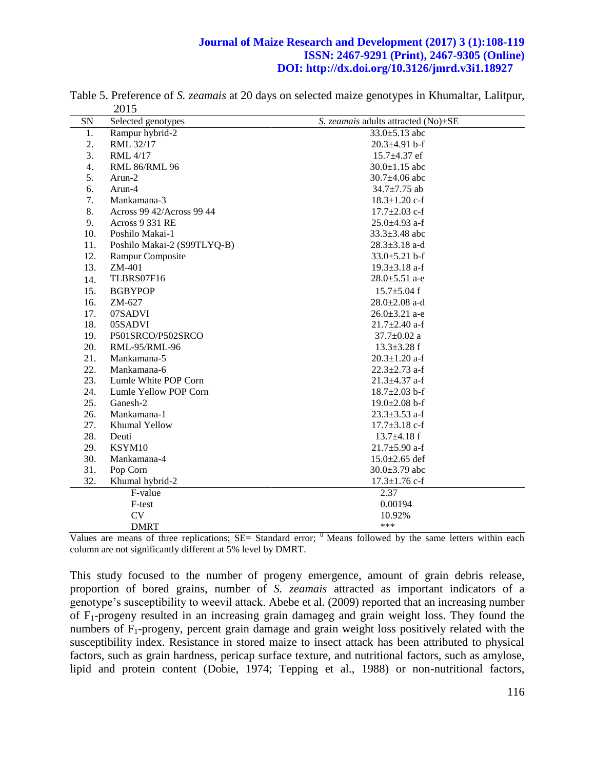Table 5. Preference of *S. zeamais* at 20 days on selected maize genotypes in Khumaltar, Lalitpur, 2015

| SN | Selected genotypes | *S. zeamais* adults attracted (No)±SE |
|---|---|---|
| 1. | Rampur hybrid-2 | 33.0±5.13 abc |
| 2. | RML 32/17 | 20.3±4.91 b-f |
| 3. | RML 4/17 | 15.7±4.37 ef |
| 4. | RML 86/RML 96 | 30.0±1.15 abc |
| 5. | Arun-2 | 30.7±4.06 abc |
| 6. | Arun-4 | 34.7±7.75 ab |
| 7. | Mankamana-3 | 18.3±1.20 c-f |
| 8. | Across 99 42/Across 99 44 | 17.7±2.03 c-f |
| 9. | Across 9 331 RE | 25.0±4.93 a-f |
| 10. | Poshilo Makai-1 | 33.3±3.48 abc |
| 11. | Poshilo Makai-2 (S99TLYQ-B) | 28.3±3.18 a-d |
| 12. | Rampur Composite | 33.0±5.21 b-f |
| 13. | ZM-401 | 19.3±3.18 a-f |
| 14. | TLBRS07F16 | 28.0±5.51 a-e |
| 15. | BGBYPOP | 15.7±5.04 f |
| 16. | ZM-627 | 28.0±2.08 a-d |
| 17. | 07SADVI | 26.0±3.21 a-e |
| 18. | 05SADVI | 21.7±2.40 a-f |
| 19. | P501SRCO/P502SRCO | 37.7±0.02 a |
| 20. | RML-95/RML-96 | 13.3±3.28 f |
| 21. | Mankamana-5 | 20.3±1.20 a-f |
| 22. | Mankamana-6 | 22.3±2.73 a-f |
| 23. | Lumle White POP Corn | 21.3±4.37 a-f |
| 24. | Lumle Yellow POP Corn | 18.7±2.03 b-f |
| 25. | Ganesh-2 | 19.0±2.08 b-f |
| 26. | Mankamana-1 | 23.3±3.53 a-f |
| 27. | Khumal Yellow | 17.7±3.18 c-f |
| 28. | Deuti | 13.7±4.18 f |
| 29. | KSYM10 | 21.7±5.90 a-f |
| 30. | Mankamana-4 | 15.0±2.65 def |
| 31. | Pop Corn | 30.0±3.79 abc |
| 32. | Khumal hybrid-2 | 17.3±1.76 c-f |
| | F-value | 2.37 |
| | F-test | 0.00194 |
| | CV | 10.92% |
| | DMRT | *** |

Values are means of three replications; SE= Standard error; [0] Means followed by the same letters within each column are not significantly different at 5% level by DMRT.

This study focused to the number of progeny emergence, amount of grain debris release, proportion of bored grains, number of *S. zeamais* attracted as important indicators of a genotype's susceptibility to weevil attack. Abebe et al. (2009) reported that an increasing number of $F_1$-progeny resulted in an increasing grain damageg and grain weight loss. They found the numbers of $F_1$-progeny, percent grain damage and grain weight loss positively related with the susceptibility index. Resistance in stored maize to insect attack has been attributed to physical factors, such as grain hardness, pericap surface texture, and nutritional factors, such as amylose, lipid and protein content (Dobie, 1974; Tepping et al., 1988) or non-nutritional factors,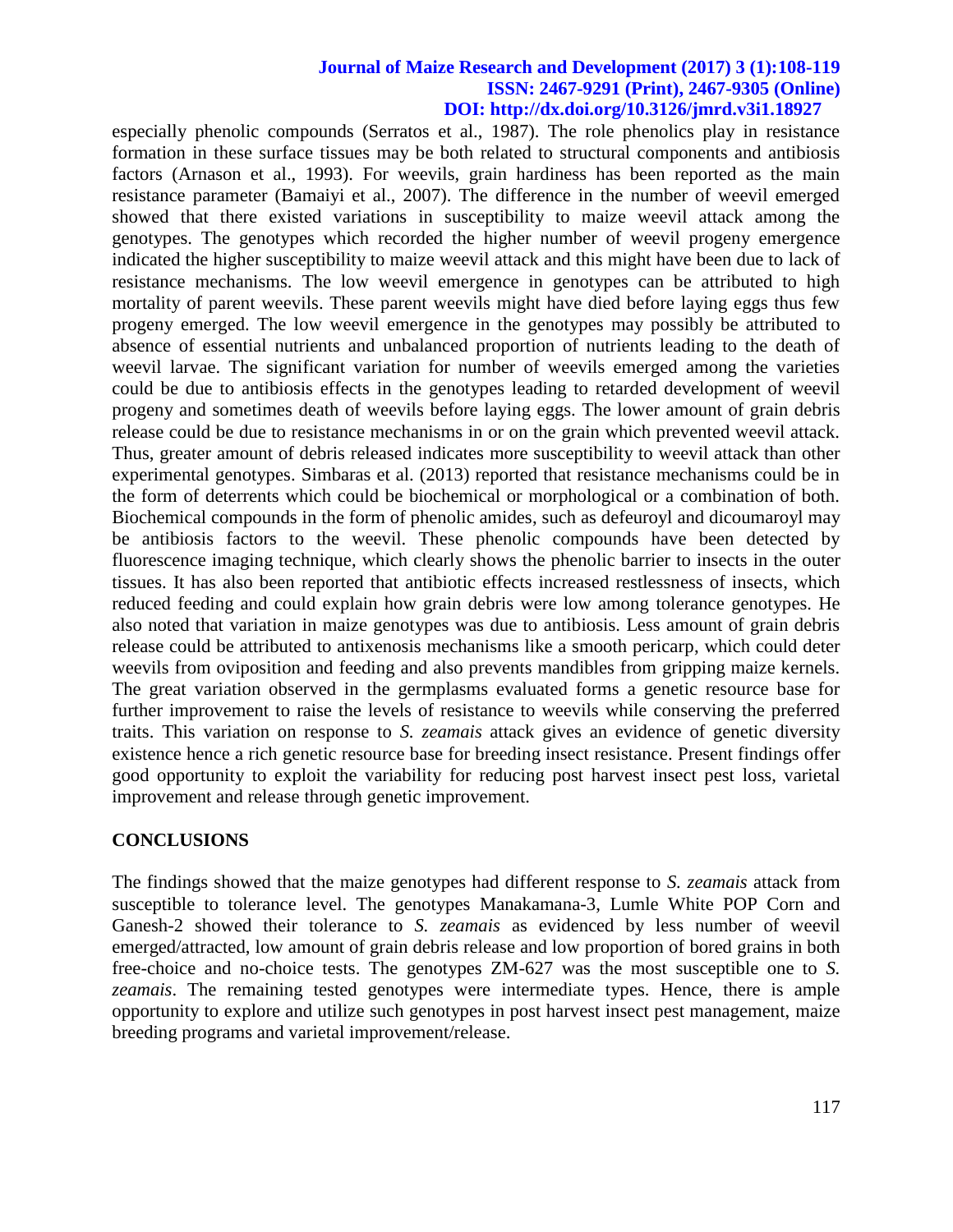especially phenolic compounds (Serratos et al., 1987). The role phenolics play in resistance formation in these surface tissues may be both related to structural components and antibiosis factors (Arnason et al., 1993). For weevils, grain hardiness has been reported as the main resistance parameter (Bamaiyi et al., 2007). The difference in the number of weevil emerged showed that there existed variations in susceptibility to maize weevil attack among the genotypes. The genotypes which recorded the higher number of weevil progeny emergence indicated the higher susceptibility to maize weevil attack and this might have been due to lack of resistance mechanisms. The low weevil emergence in genotypes can be attributed to high mortality of parent weevils. These parent weevils might have died before laying eggs thus few progeny emerged. The low weevil emergence in the genotypes may possibly be attributed to absence of essential nutrients and unbalanced proportion of nutrients leading to the death of weevil larvae. The significant variation for number of weevils emerged among the varieties could be due to antibiosis effects in the genotypes leading to retarded development of weevil progeny and sometimes death of weevils before laying eggs. The lower amount of grain debris release could be due to resistance mechanisms in or on the grain which prevented weevil attack. Thus, greater amount of debris released indicates more susceptibility to weevil attack than other experimental genotypes. Simbaras et al. (2013) reported that resistance mechanisms could be in the form of deterrents which could be biochemical or morphological or a combination of both. Biochemical compounds in the form of phenolic amides, such as defeuroyl and dicoumaroyl may be antibiosis factors to the weevil. These phenolic compounds have been detected by fluorescence imaging technique, which clearly shows the phenolic barrier to insects in the outer tissues. It has also been reported that antibiotic effects increased restlessness of insects, which reduced feeding and could explain how grain debris were low among tolerance genotypes. He also noted that variation in maize genotypes was due to antibiosis. Less amount of grain debris release could be attributed to antixenosis mechanisms like a smooth pericarp, which could deter weevils from oviposition and feeding and also prevents mandibles from gripping maize kernels. The great variation observed in the germplasms evaluated forms a genetic resource base for further improvement to raise the levels of resistance to weevils while conserving the preferred traits. This variation on response to *S. zeamais* attack gives an evidence of genetic diversity existence hence a rich genetic resource base for breeding insect resistance. Present findings offer good opportunity to exploit the variability for reducing post harvest insect pest loss, varietal improvement and release through genetic improvement.

## CONCLUSIONS

The findings showed that the maize genotypes had different response to *S. zeamais* attack from susceptible to tolerance level. The genotypes Manakamana-3, Lumle White POP Corn and Ganesh-2 showed their tolerance to *S. zeamais* as evidenced by less number of weevil emerged/attracted, low amount of grain debris release and low proportion of bored grains in both free-choice and no-choice tests. The genotypes ZM-627 was the most susceptible one to *S. zeamais*. The remaining tested genotypes were intermediate types. Hence, there is ample opportunity to explore and utilize such genotypes in post harvest insect pest management, maize breeding programs and varietal improvement/release.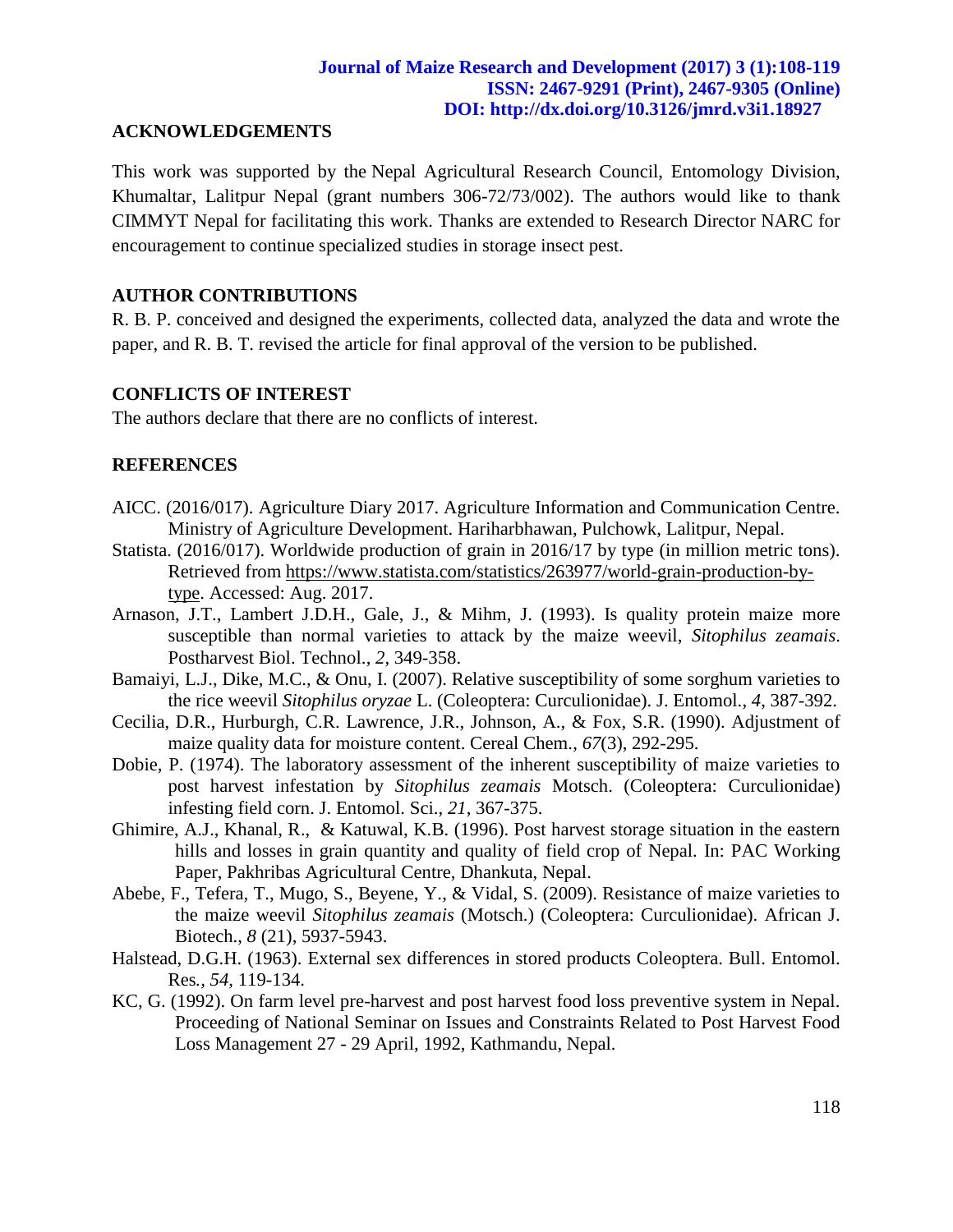## ACKNOWLEDGEMENTS

This work was supported by the Nepal Agricultural Research Council, Entomology Division, Khumaltar, Lalitpur Nepal (grant numbers 306-72/73/002). The authors would like to thank CIMMYT Nepal for facilitating this work. Thanks are extended to Research Director NARC for encouragement to continue specialized studies in storage insect pest.

## AUTHOR CONTRIBUTIONS

R. B. P. conceived and designed the experiments, collected data, analyzed the data and wrote the paper, and R. B. T. revised the article for final approval of the version to be published.

## CONFLICTS OF INTEREST

The authors declare that there are no conflicts of interest.

## REFERENCES

AICC. (2016/017). Agriculture Diary 2017. Agriculture Information and Communication Centre. Ministry of Agriculture Development. Hariharbhawan, Pulchowk, Lalitpur, Nepal.

Statista. (2016/017). Worldwide production of grain in 2016/17 by type (in million metric tons). Retrieved from https://www.statista.com/statistics/263977/world-grain-production-by-type. Accessed: Aug. 2017.

Arnason, J.T., Lambert J.D.H., Gale, J., & Mihm, J. (1993). Is quality protein maize more susceptible than normal varieties to attack by the maize weevil, *Sitophilus zeamais*. Postharvest Biol. Technol., *2*, 349-358.

Bamaiyi, L.J., Dike, M.C., & Onu, I. (2007). Relative susceptibility of some sorghum varieties to the rice weevil *Sitophilus oryzae* L. (Coleoptera: Curculionidae). J. Entomol., *4*, 387-392.

Cecilia, D.R., Hurburgh, C.R. Lawrence, J.R., Johnson, A., & Fox, S.R. (1990). Adjustment of maize quality data for moisture content. Cereal Chem., *67*(3), 292-295.

Dobie, P. (1974). The laboratory assessment of the inherent susceptibility of maize varieties to post harvest infestation by *Sitophilus zeamais* Motsch. (Coleoptera: Curculionidae) infesting field corn. J. Entomol. Sci., *21*, 367-375.

Ghimire, A.J., Khanal, R., & Katuwal, K.B. (1996). Post harvest storage situation in the eastern hills and losses in grain quantity and quality of field crop of Nepal. In: PAC Working Paper, Pakhribas Agricultural Centre, Dhankuta, Nepal.

Abebe, F., Tefera, T., Mugo, S., Beyene, Y., & Vidal, S. (2009). Resistance of maize varieties to the maize weevil *Sitophilus zeamais* (Motsch.) (Coleoptera: Curculionidae). African J. Biotech., *8* (21), 5937-5943.

Halstead, D.G.H. (1963). External sex differences in stored products Coleoptera. Bull. Entomol. Res., *54*, 119-134.

KC, G. (1992). On farm level pre-harvest and post harvest food loss preventive system in Nepal. Proceeding of National Seminar on Issues and Constraints Related to Post Harvest Food Loss Management 27 - 29 April, 1992, Kathmandu, Nepal.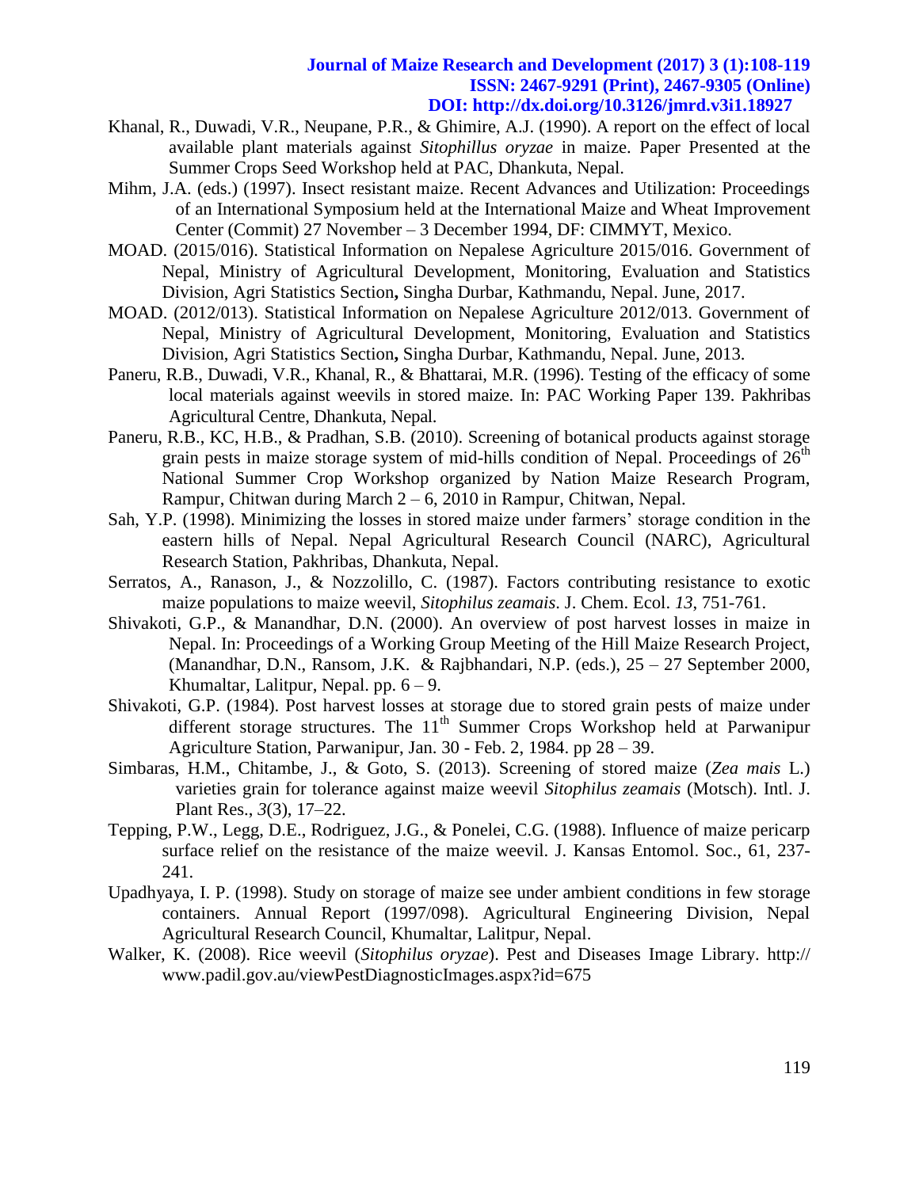Khanal, R., Duwadi, V.R., Neupane, P.R., & Ghimire, A.J. (1990). A report on the effect of local available plant materials against *Sitophillus oryzae* in maize. Paper Presented at the Summer Crops Seed Workshop held at PAC, Dhankuta, Nepal.

Mihm, J.A. (eds.) (1997). Insect resistant maize. Recent Advances and Utilization: Proceedings of an International Symposium held at the International Maize and Wheat Improvement Center (Commit) 27 November – 3 December 1994, DF: CIMMYT, Mexico.

MOAD. (2015/016). Statistical Information on Nepalese Agriculture 2015/016. Government of Nepal, Ministry of Agricultural Development, Monitoring, Evaluation and Statistics Division, Agri Statistics Section**,** Singha Durbar, Kathmandu, Nepal. June, 2017.

MOAD. (2012/013). Statistical Information on Nepalese Agriculture 2012/013. Government of Nepal, Ministry of Agricultural Development, Monitoring, Evaluation and Statistics Division, Agri Statistics Section**,** Singha Durbar, Kathmandu, Nepal. June, 2013.

Paneru, R.B., Duwadi, V.R., Khanal, R., & Bhattarai, M.R. (1996). Testing of the efficacy of some local materials against weevils in stored maize. In: PAC Working Paper 139. Pakhribas Agricultural Centre, Dhankuta, Nepal.

Paneru, R.B., KC, H.B., & Pradhan, S.B. (2010). Screening of botanical products against storage grain pests in maize storage system of mid-hills condition of Nepal. Proceedings of 26th National Summer Crop Workshop organized by Nation Maize Research Program, Rampur, Chitwan during March 2 – 6, 2010 in Rampur, Chitwan, Nepal.

Sah, Y.P. (1998). Minimizing the losses in stored maize under farmers' storage condition in the eastern hills of Nepal. Nepal Agricultural Research Council (NARC), Agricultural Research Station, Pakhribas, Dhankuta, Nepal.

Serratos, A., Ranason, J., & Nozzolillo, C. (1987). Factors contributing resistance to exotic maize populations to maize weevil, *Sitophilus zeamais*. J. Chem. Ecol. *13*, 751-761.

Shivakoti, G.P., & Manandhar, D.N. (2000). An overview of post harvest losses in maize in Nepal. In: Proceedings of a Working Group Meeting of the Hill Maize Research Project, (Manandhar, D.N., Ransom, J.K. & Rajbhandari, N.P. (eds.), 25 – 27 September 2000, Khumaltar, Lalitpur, Nepal. pp. 6 – 9.

Shivakoti, G.P. (1984). Post harvest losses at storage due to stored grain pests of maize under different storage structures. The 11th Summer Crops Workshop held at Parwanipur Agriculture Station, Parwanipur, Jan. 30 - Feb. 2, 1984. pp 28 – 39.

Simbaras, H.M., Chitambe, J., & Goto, S. (2013). Screening of stored maize (*Zea mais* L.) varieties grain for tolerance against maize weevil *Sitophilus zeamais* (Motsch). Intl. J. Plant Res., *3*(3), 17–22.

Tepping, P.W., Legg, D.E., Rodriguez, J.G., & Ponelei, C.G. (1988). Influence of maize pericarp surface relief on the resistance of the maize weevil. J. Kansas Entomol. Soc., 61, 237-241.

Upadhyaya, I. P. (1998). Study on storage of maize see under ambient conditions in few storage containers. Annual Report (1997/098). Agricultural Engineering Division, Nepal Agricultural Research Council, Khumaltar, Lalitpur, Nepal.

Walker, K. (2008). Rice weevil (*Sitophilus oryzae*). Pest and Diseases Image Library. http:// www.padil.gov.au/viewPestDiagnosticImages.aspx?id=675